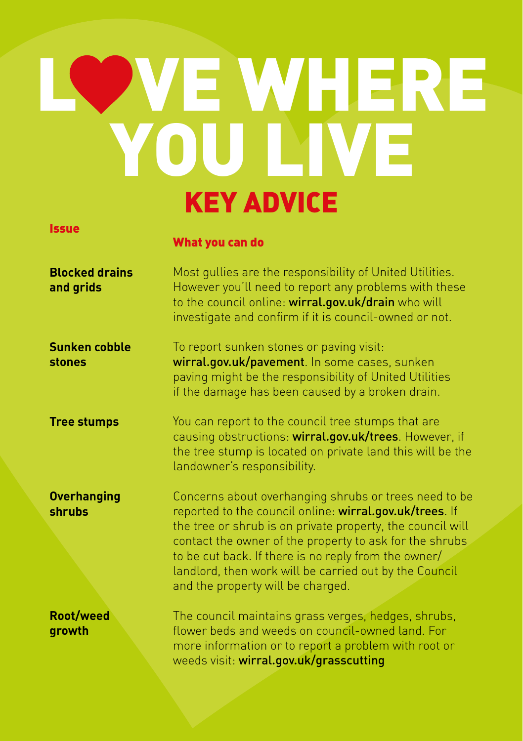# LOVE WHERE YOU LIVE

## KEY ADVICE

| Issue | What you can do |
| --- | --- |
| **Blocked drains and grids** | Most gullies are the responsibility of United Utilities. However you'll need to report any problems with these to the council online: **wirral.gov.uk/drain** who will investigate and confirm if it is council-owned or not. |
| **Sunken cobble stones** | To report sunken stones or paving visit: **wirral.gov.uk/pavement**. In some cases, sunken paving might be the responsibility of United Utilities if the damage has been caused by a broken drain. |
| **Tree stumps** | You can report to the council tree stumps that are causing obstructions: **wirral.gov.uk/trees**. However, if the tree stump is located on private land this will be the landowner's responsibility. |
| **Overhanging shrubs** | Concerns about overhanging shrubs or trees need to be reported to the council online: **wirral.gov.uk/trees**. If the tree or shrub is on private property, the council will contact the owner of the property to ask for the shrubs to be cut back. If there is no reply from the owner/landlord, then work will be carried out by the Council and the property will be charged. |
| **Root/weed growth** | The council maintains grass verges, hedges, shrubs, flower beds and weeds on council-owned land. For more information or to report a problem with root or weeds visit: **wirral.gov.uk/grasscutting** |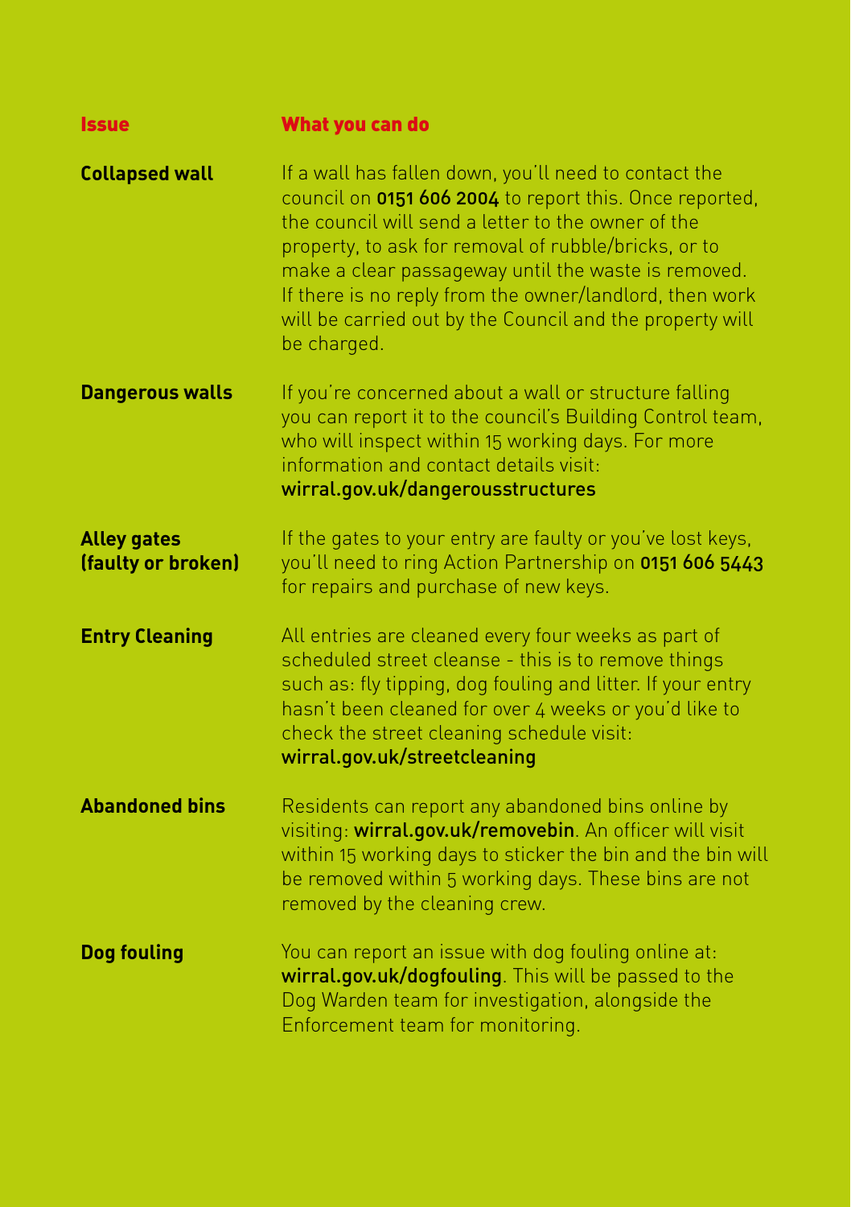| Issue | What you can do |
|---|---|
| **Collapsed wall** | If a wall has fallen down, you'll need to contact the council on **0151 606 2004** to report this. Once reported, the council will send a letter to the owner of the property, to ask for removal of rubble/bricks, or to make a clear passageway until the waste is removed. If there is no reply from the owner/landlord, then work will be carried out by the Council and the property will be charged. |
| **Dangerous walls** | If you're concerned about a wall or structure falling you can report it to the council's Building Control team, who will inspect within 15 working days. For more information and contact details visit: **wirral.gov.uk/dangerousstructures** |
| **Alley gates (faulty or broken)** | If the gates to your entry are faulty or you've lost keys, you'll need to ring Action Partnership on **0151 606 5443** for repairs and purchase of new keys. |
| **Entry Cleaning** | All entries are cleaned every four weeks as part of scheduled street cleanse - this is to remove things such as: fly tipping, dog fouling and litter. If your entry hasn't been cleaned for over 4 weeks or you'd like to check the street cleaning schedule visit: **wirral.gov.uk/streetcleaning** |
| **Abandoned bins** | Residents can report any abandoned bins online by visiting: **wirral.gov.uk/removebin**. An officer will visit within 15 working days to sticker the bin and the bin will be removed within 5 working days. These bins are not removed by the cleaning crew. |
| **Dog fouling** | You can report an issue with dog fouling online at: **wirral.gov.uk/dogfouling**. This will be passed to the Dog Warden team for investigation, alongside the Enforcement team for monitoring. |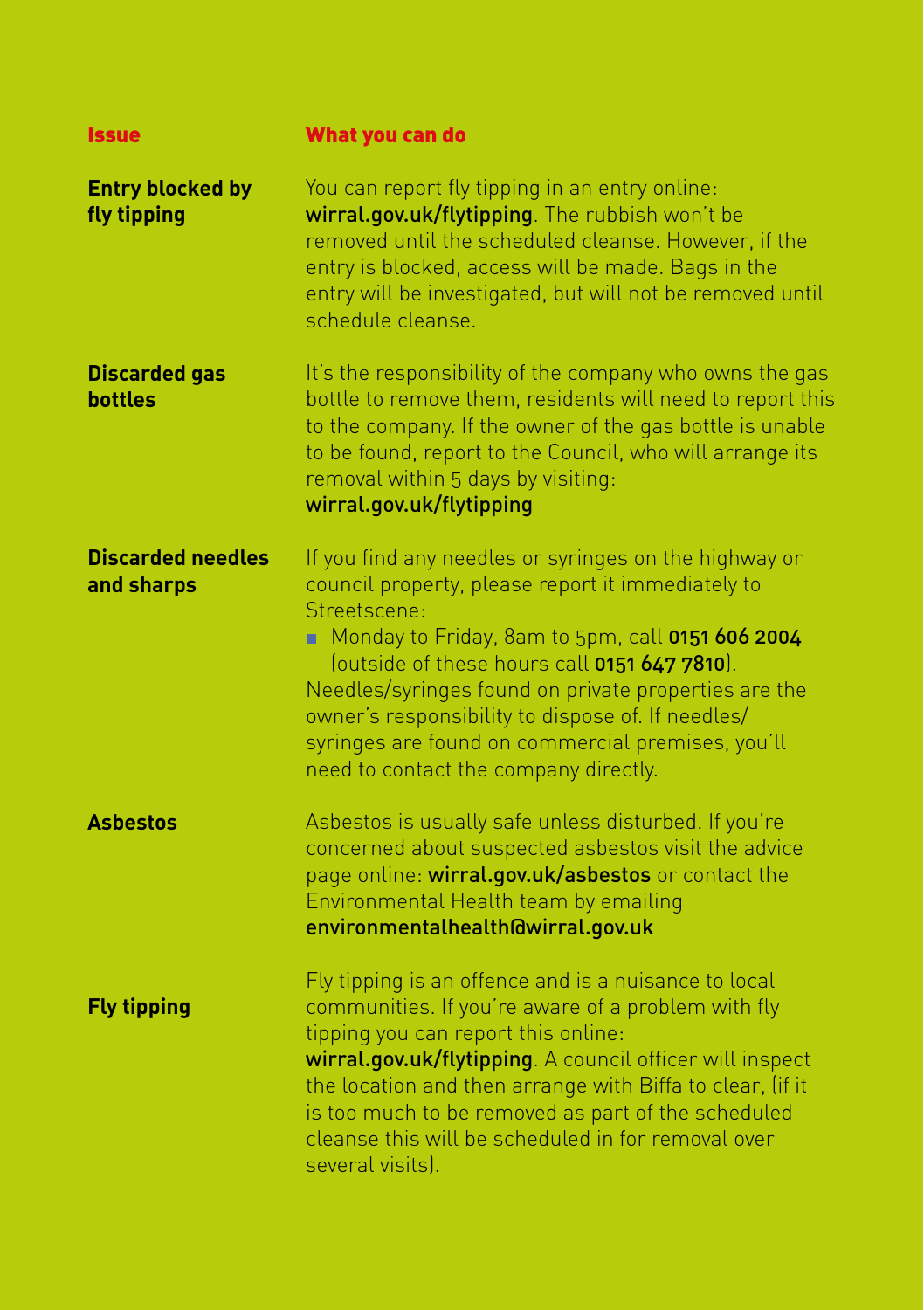| Issue | What you can do |
|---|---|
| **Entry blocked by fly tipping** | You can report fly tipping in an entry online: **wirral.gov.uk/flytipping**. The rubbish won't be removed until the scheduled cleanse. However, if the entry is blocked, access will be made. Bags in the entry will be investigated, but will not be removed until schedule cleanse. |
| **Discarded gas bottles** | It's the responsibility of the company who owns the gas bottle to remove them, residents will need to report this to the company. If the owner of the gas bottle is unable to be found, report to the Council, who will arrange its removal within 5 days by visiting: **wirral.gov.uk/flytipping** |
| **Discarded needles and sharps** | If you find any needles or syringes on the highway or council property, please report it immediately to Streetscene:<br>- Monday to Friday, 8am to 5pm, call **0151 606 2004** (outside of these hours call **0151 647 7810**).<br>Needles/syringes found on private properties are the owner's responsibility to dispose of. If needles/syringes are found on commercial premises, you'll need to contact the company directly. |
| **Asbestos** | Asbestos is usually safe unless disturbed. If you're concerned about suspected asbestos visit the advice page online: **wirral.gov.uk/asbestos** or contact the Environmental Health team by emailing **environmentalhealth@wirral.gov.uk** |
| **Fly tipping** | Fly tipping is an offence and is a nuisance to local communities. If you're aware of a problem with fly tipping you can report this online: **wirral.gov.uk/flytipping**. A council officer will inspect the location and then arrange with Biffa to clear, (if it is too much to be removed as part of the scheduled cleanse this will be scheduled in for removal over several visits). |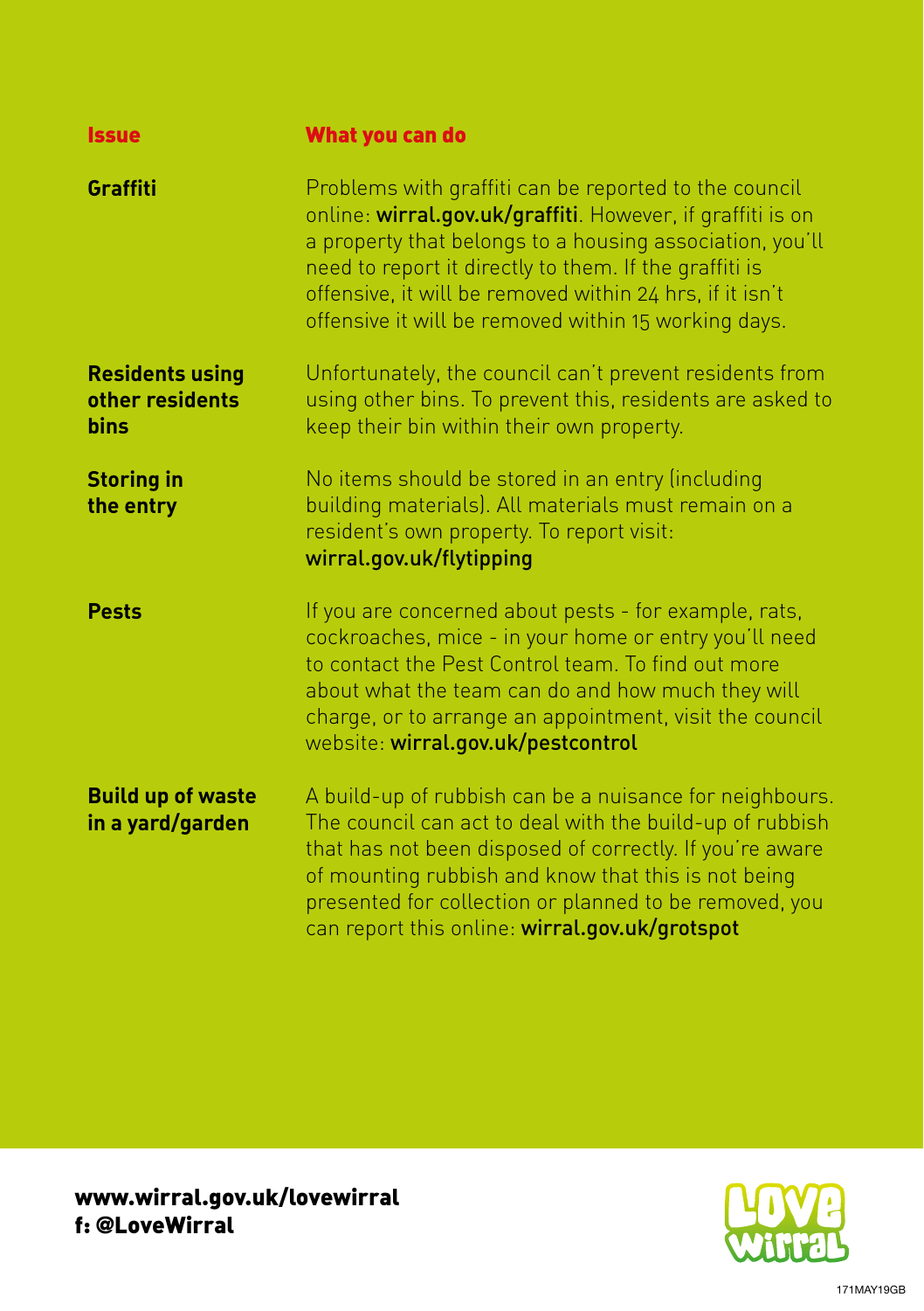| Issue | What you can do |
|---|---|
| **Graffiti** | Problems with graffiti can be reported to the council online: **wirral.gov.uk/graffiti**. However, if graffiti is on a property that belongs to a housing association, you'll need to report it directly to them. If the graffiti is offensive, it will be removed within 24 hrs, if it isn't offensive it will be removed within 15 working days. |
| **Residents using other residents bins** | Unfortunately, the council can't prevent residents from using other bins. To prevent this, residents are asked to keep their bin within their own property. |
| **Storing in the entry** | No items should be stored in an entry (including building materials). All materials must remain on a resident's own property. To report visit: **wirral.gov.uk/flytipping** |
| **Pests** | If you are concerned about pests - for example, rats, cockroaches, mice - in your home or entry you'll need to contact the Pest Control team. To find out more about what the team can do and how much they will charge, or to arrange an appointment, visit the council website: **wirral.gov.uk/pestcontrol** |
| **Build up of waste in a yard/garden** | A build-up of rubbish can be a nuisance for neighbours. The council can act to deal with the build-up of rubbish that has not been disposed of correctly. If you're aware of mounting rubbish and know that this is not being presented for collection or planned to be removed, you can report this online: **wirral.gov.uk/grotspot** |

**www.wirral.gov.uk/lovewirral**
**f: @LoveWirral**

Love Wirral

171MAY19GB